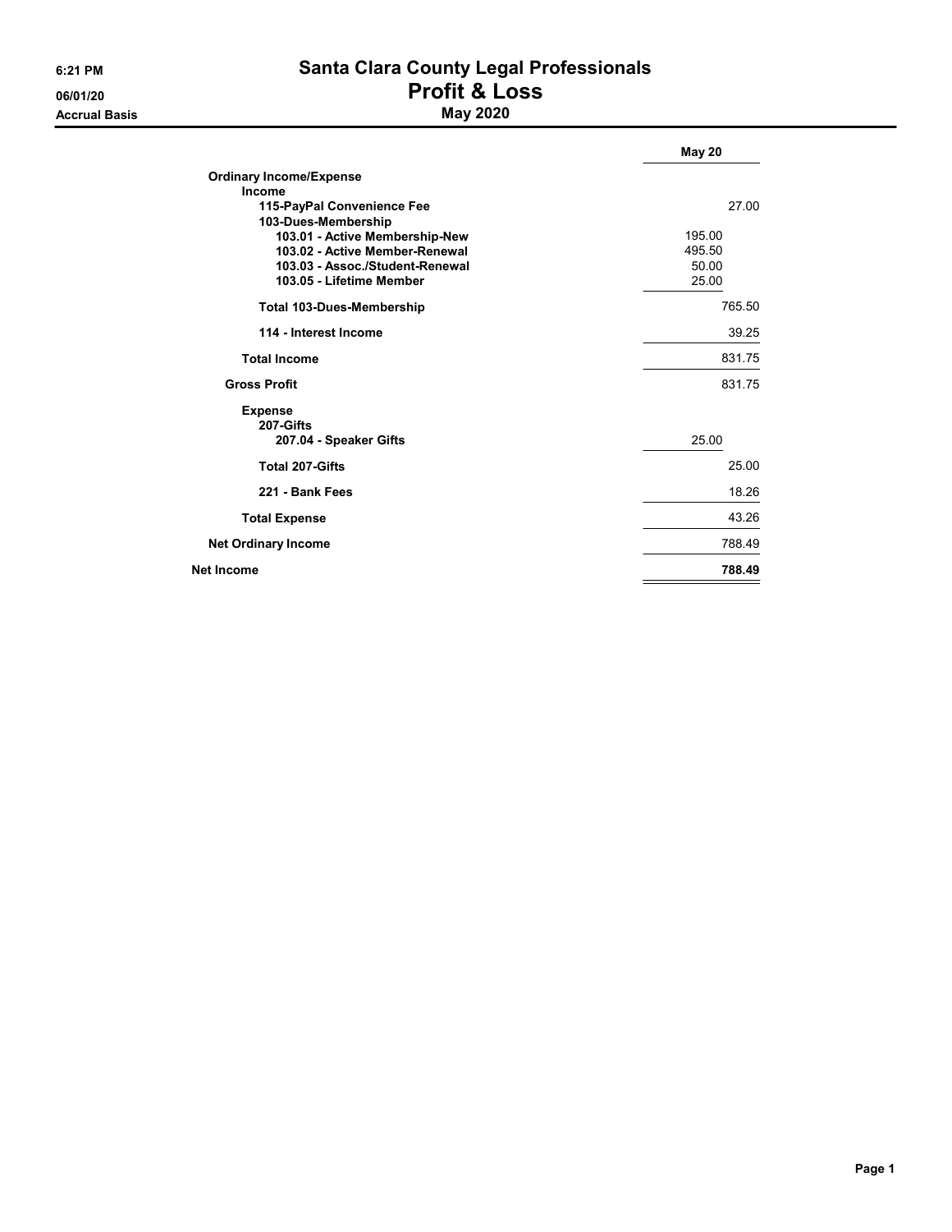# Santa Clara County Legal Professionals

## Profit & Loss

### May 2020

6:21 PM
06/01/20
Accrual Basis

| | | May 20 |
|---|---|---|
| **Ordinary Income/Expense** | | |
| **Income** | | |
| **115-PayPal Convenience Fee** | | 27.00 |
| **103-Dues-Membership** | | |
| **103.01 - Active Membership-New** | 195.00 | |
| **103.02 - Active Member-Renewal** | 495.50 | |
| **103.03 - Assoc./Student-Renewal** | 50.00 | |
| **103.05 - Lifetime Member** | 25.00 | |
| **Total 103-Dues-Membership** | | 765.50 |
| **114 - Interest Income** | | 39.25 |
| **Total Income** | | 831.75 |
| **Gross Profit** | | 831.75 |
| **Expense** | | |
| **207-Gifts** | | |
| **207.04 - Speaker Gifts** | 25.00 | |
| **Total 207-Gifts** | | 25.00 |
| **221 - Bank Fees** | | 18.26 |
| **Total Expense** | | 43.26 |
| **Net Ordinary Income** | | 788.49 |
| **Net Income** | | **788.49** |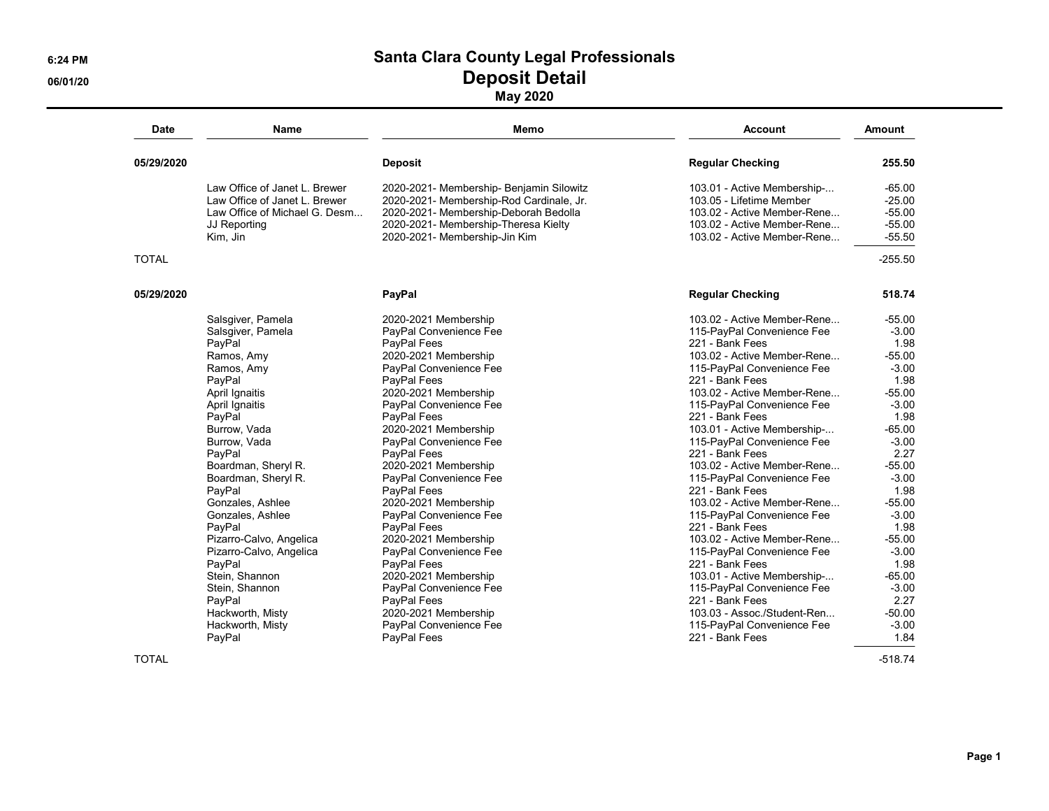# Santa Clara County Legal Professionals

## Deposit Detail

### May 2020

| Date | Name | Memo | Account | Amount |
|---|---|---|---|---|
| **05/29/2020** | | **Deposit** | **Regular Checking** | **255.50** |
| | Law Office of Janet L. Brewer | 2020-2021- Membership- Benjamin Silowitz | 103.01 - Active Membership-... | -65.00 |
| | Law Office of Janet L. Brewer | 2020-2021- Membership-Rod Cardinale, Jr. | 103.05 - Lifetime Member | -25.00 |
| | Law Office of Michael G. Desm... | 2020-2021- Membership-Deborah Bedolla | 103.02 - Active Member-Rene... | -55.00 |
| | JJ Reporting | 2020-2021- Membership-Theresa Kielty | 103.02 - Active Member-Rene... | -55.00 |
| | Kim, Jin | 2020-2021- Membership-Jin Kim | 103.02 - Active Member-Rene... | -55.50 |
| TOTAL | | | | -255.50 |
| **05/29/2020** | | **PayPal** | **Regular Checking** | **518.74** |
| | Salsgiver, Pamela | 2020-2021 Membership | 103.02 - Active Member-Rene... | -55.00 |
| | Salsgiver, Pamela | PayPal Convenience Fee | 115-PayPal Convenience Fee | -3.00 |
| | PayPal | PayPal Fees | 221 - Bank Fees | 1.98 |
| | Ramos, Amy | 2020-2021 Membership | 103.02 - Active Member-Rene... | -55.00 |
| | Ramos, Amy | PayPal Convenience Fee | 115-PayPal Convenience Fee | -3.00 |
| | PayPal | PayPal Fees | 221 - Bank Fees | 1.98 |
| | April Ignaitis | 2020-2021 Membership | 103.02 - Active Member-Rene... | -55.00 |
| | April Ignaitis | PayPal Convenience Fee | 115-PayPal Convenience Fee | -3.00 |
| | PayPal | PayPal Fees | 221 - Bank Fees | 1.98 |
| | Burrow, Vada | 2020-2021 Membership | 103.01 - Active Membership-... | -65.00 |
| | Burrow, Vada | PayPal Convenience Fee | 115-PayPal Convenience Fee | -3.00 |
| | PayPal | PayPal Fees | 221 - Bank Fees | 2.27 |
| | Boardman, Sheryl R. | 2020-2021 Membership | 103.02 - Active Member-Rene... | -55.00 |
| | Boardman, Sheryl R. | PayPal Convenience Fee | 115-PayPal Convenience Fee | -3.00 |
| | PayPal | PayPal Fees | 221 - Bank Fees | 1.98 |
| | Gonzales, Ashlee | 2020-2021 Membership | 103.02 - Active Member-Rene... | -55.00 |
| | Gonzales, Ashlee | PayPal Convenience Fee | 115-PayPal Convenience Fee | -3.00 |
| | PayPal | PayPal Fees | 221 - Bank Fees | 1.98 |
| | Pizarro-Calvo, Angelica | 2020-2021 Membership | 103.02 - Active Member-Rene... | -55.00 |
| | Pizarro-Calvo, Angelica | PayPal Convenience Fee | 115-PayPal Convenience Fee | -3.00 |
| | PayPal | PayPal Fees | 221 - Bank Fees | 1.98 |
| | Stein, Shannon | 2020-2021 Membership | 103.01 - Active Membership-... | -65.00 |
| | Stein, Shannon | PayPal Convenience Fee | 115-PayPal Convenience Fee | -3.00 |
| | PayPal | PayPal Fees | 221 - Bank Fees | 2.27 |
| | Hackworth, Misty | 2020-2021 Membership | 103.03 - Assoc./Student-Ren... | -50.00 |
| | Hackworth, Misty | PayPal Convenience Fee | 115-PayPal Convenience Fee | -3.00 |
| | PayPal | PayPal Fees | 221 - Bank Fees | 1.84 |
| TOTAL | | | | -518.74 |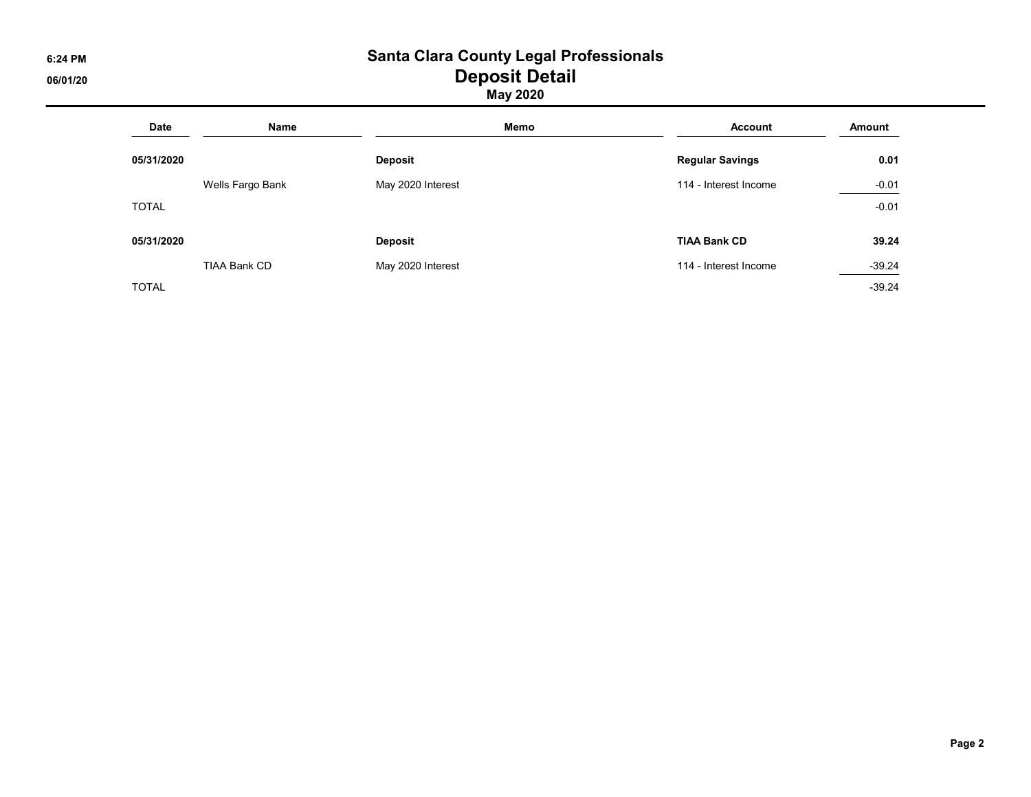# Santa Clara County Legal Professionals
## Deposit Detail
### May 2020

| Date | Name | Memo | Account | Amount |
|---|---|---|---|---|
| **05/31/2020** | | **Deposit** | **Regular Savings** | **0.01** |
| | Wells Fargo Bank | May 2020 Interest | 114 - Interest Income | -0.01 |
| TOTAL | | | | -0.01 |
| **05/31/2020** | | **Deposit** | **TIAA Bank CD** | **39.24** |
| | TIAA Bank CD | May 2020 Interest | 114 - Interest Income | -39.24 |
| TOTAL | | | | -39.24 |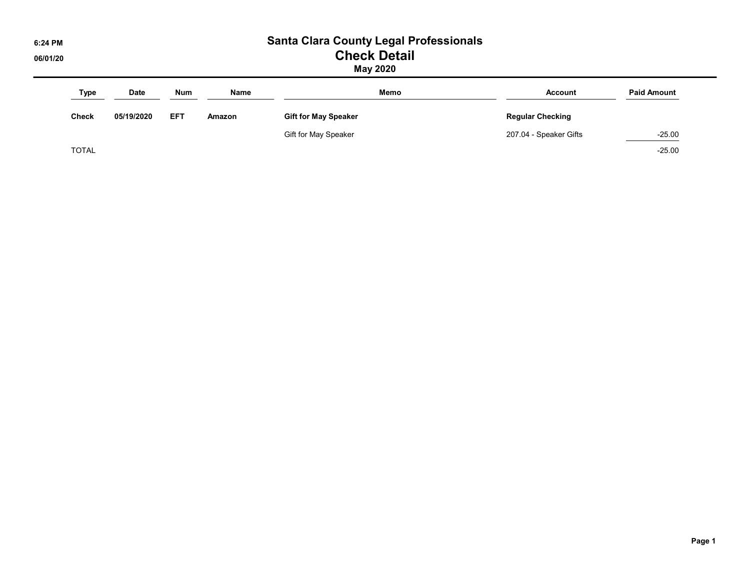# Santa Clara County Legal Professionals
## Check Detail
### May 2020

6:24 PM
06/01/20

| Type | Date | Num | Name | Memo | Account | Paid Amount |
|---|---|---|---|---|---|---|
| **Check** | **05/19/2020** | **EFT** | **Amazon** | **Gift for May Speaker** | **Regular Checking** | |
| | | | | Gift for May Speaker | 207.04 - Speaker Gifts | -25.00 |
| TOTAL | | | | | | -25.00 |